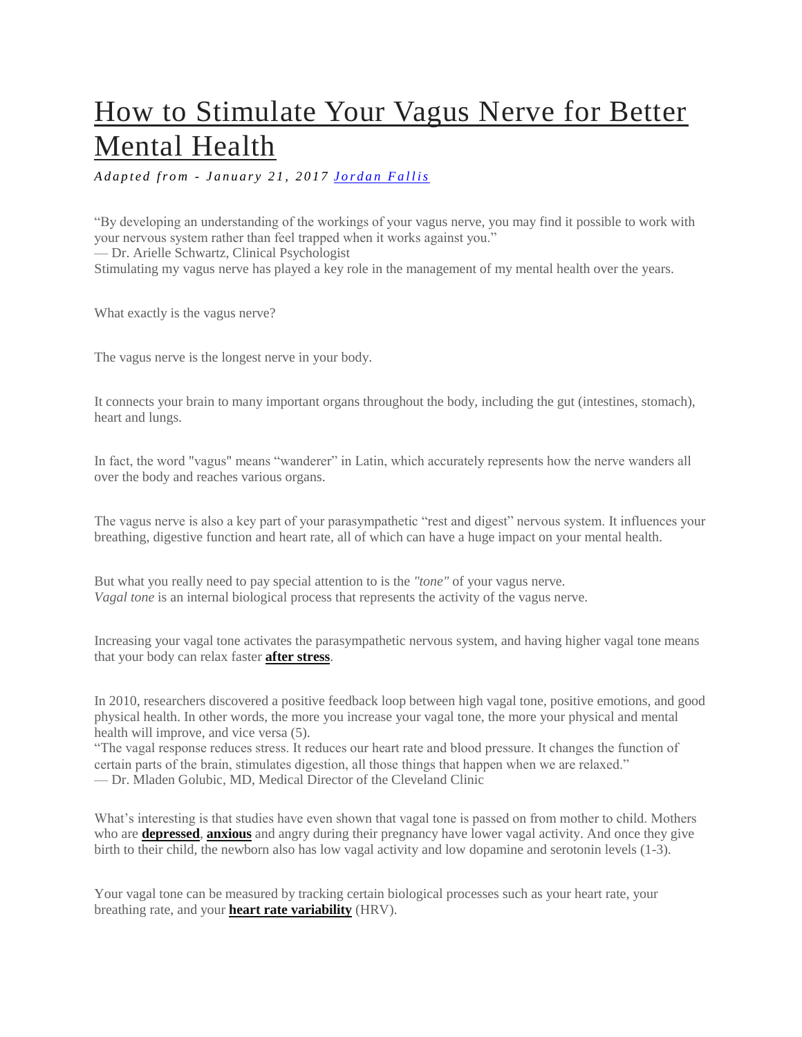# How to Stimulate Your Vagus Nerve for Better Mental Health

***Adapted from - January 21, 2017 [Jordan Fallis]***

"By developing an understanding of the workings of your vagus nerve, you may find it possible to work with your nervous system rather than feel trapped when it works against you."
— Dr. Arielle Schwartz, Clinical Psychologist
Stimulating my vagus nerve has played a key role in the management of my mental health over the years.

What exactly is the vagus nerve?

The vagus nerve is the longest nerve in your body.

It connects your brain to many important organs throughout the body, including the gut (intestines, stomach), heart and lungs.

In fact, the word "vagus" means "wanderer" in Latin, which accurately represents how the nerve wanders all over the body and reaches various organs.

The vagus nerve is also a key part of your parasympathetic "rest and digest" nervous system. It influences your breathing, digestive function and heart rate, all of which can have a huge impact on your mental health.

But what you really need to pay special attention to is the *"tone"* of your vagus nerve.
*Vagal tone* is an internal biological process that represents the activity of the vagus nerve.

Increasing your vagal tone activates the parasympathetic nervous system, and having higher vagal tone means that your body can relax faster **after stress**.

In 2010, researchers discovered a positive feedback loop between high vagal tone, positive emotions, and good physical health. In other words, the more you increase your vagal tone, the more your physical and mental health will improve, and vice versa (5).
"The vagal response reduces stress. It reduces our heart rate and blood pressure. It changes the function of certain parts of the brain, stimulates digestion, all those things that happen when we are relaxed."
— Dr. Mladen Golubic, MD, Medical Director of the Cleveland Clinic

What's interesting is that studies have even shown that vagal tone is passed on from mother to child. Mothers who are **depressed**, **anxious** and angry during their pregnancy have lower vagal activity. And once they give birth to their child, the newborn also has low vagal activity and low dopamine and serotonin levels (1-3).

Your vagal tone can be measured by tracking certain biological processes such as your heart rate, your breathing rate, and your **heart rate variability** (HRV).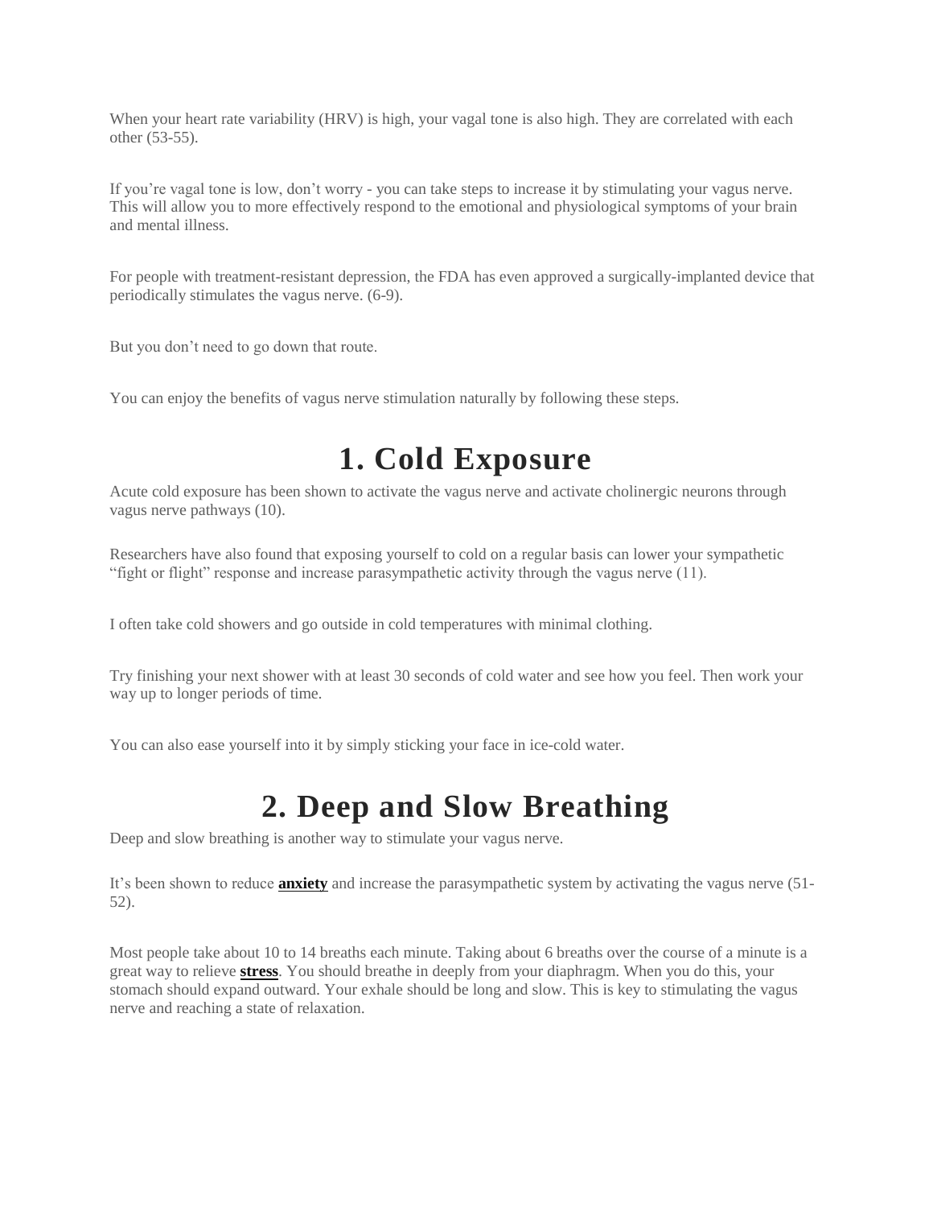When your heart rate variability (HRV) is high, your vagal tone is also high. They are correlated with each other (53-55).

If you're vagal tone is low, don't worry - you can take steps to increase it by stimulating your vagus nerve. This will allow you to more effectively respond to the emotional and physiological symptoms of your brain and mental illness.

For people with treatment-resistant depression, the FDA has even approved a surgically-implanted device that periodically stimulates the vagus nerve. (6-9).

But you don't need to go down that route.

You can enjoy the benefits of vagus nerve stimulation naturally by following these steps.

# 1. Cold Exposure

Acute cold exposure has been shown to activate the vagus nerve and activate cholinergic neurons through vagus nerve pathways (10).

Researchers have also found that exposing yourself to cold on a regular basis can lower your sympathetic "fight or flight" response and increase parasympathetic activity through the vagus nerve (11).

I often take cold showers and go outside in cold temperatures with minimal clothing.

Try finishing your next shower with at least 30 seconds of cold water and see how you feel. Then work your way up to longer periods of time.

You can also ease yourself into it by simply sticking your face in ice-cold water.

# 2. Deep and Slow Breathing

Deep and slow breathing is another way to stimulate your vagus nerve.

It's been shown to reduce **anxiety** and increase the parasympathetic system by activating the vagus nerve (51-52).

Most people take about 10 to 14 breaths each minute. Taking about 6 breaths over the course of a minute is a great way to relieve **stress**. You should breathe in deeply from your diaphragm. When you do this, your stomach should expand outward. Your exhale should be long and slow. This is key to stimulating the vagus nerve and reaching a state of relaxation.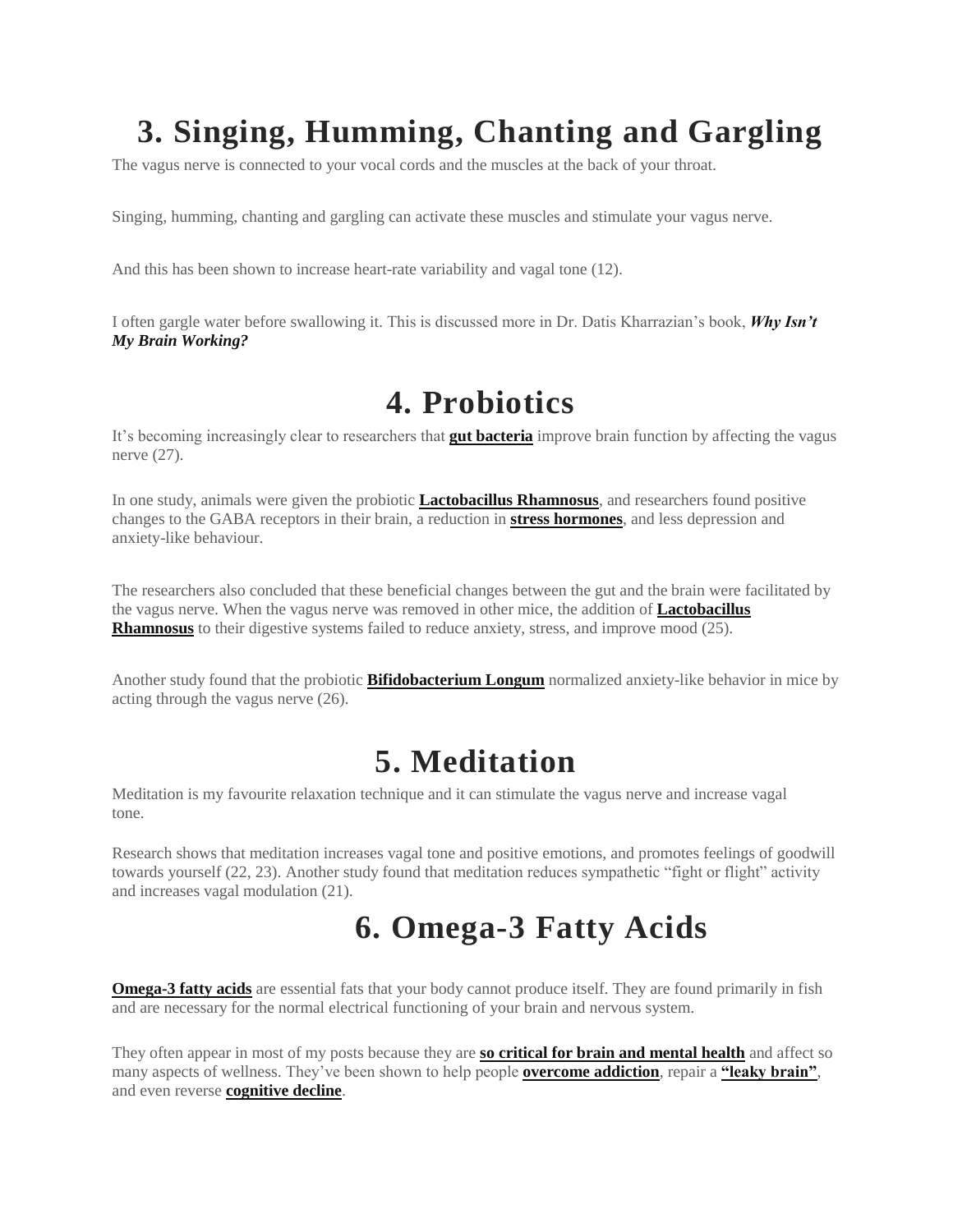# 3. Singing, Humming, Chanting and Gargling

The vagus nerve is connected to your vocal cords and the muscles at the back of your throat.

Singing, humming, chanting and gargling can activate these muscles and stimulate your vagus nerve.

And this has been shown to increase heart-rate variability and vagal tone (12).

I often gargle water before swallowing it. This is discussed more in Dr. Datis Kharrazian's book, ***Why Isn't My Brain Working?***

# 4. Probiotics

It's becoming increasingly clear to researchers that **gut bacteria** improve brain function by affecting the vagus nerve (27).

In one study, animals were given the probiotic **Lactobacillus Rhamnosus**, and researchers found positive changes to the GABA receptors in their brain, a reduction in **stress hormones**, and less depression and anxiety-like behaviour.

The researchers also concluded that these beneficial changes between the gut and the brain were facilitated by the vagus nerve. When the vagus nerve was removed in other mice, the addition of **Lactobacillus Rhamnosus** to their digestive systems failed to reduce anxiety, stress, and improve mood (25).

Another study found that the probiotic **Bifidobacterium Longum** normalized anxiety-like behavior in mice by acting through the vagus nerve (26).

# 5. Meditation

Meditation is my favourite relaxation technique and it can stimulate the vagus nerve and increase vagal tone.

Research shows that meditation increases vagal tone and positive emotions, and promotes feelings of goodwill towards yourself (22, 23). Another study found that meditation reduces sympathetic "fight or flight" activity and increases vagal modulation (21).

# 6. Omega-3 Fatty Acids

**Omega-3 fatty acids** are essential fats that your body cannot produce itself. They are found primarily in fish and are necessary for the normal electrical functioning of your brain and nervous system.

They often appear in most of my posts because they are **so critical for brain and mental health** and affect so many aspects of wellness. They've been shown to help people **overcome addiction**, repair a **"leaky brain"**, and even reverse **cognitive decline**.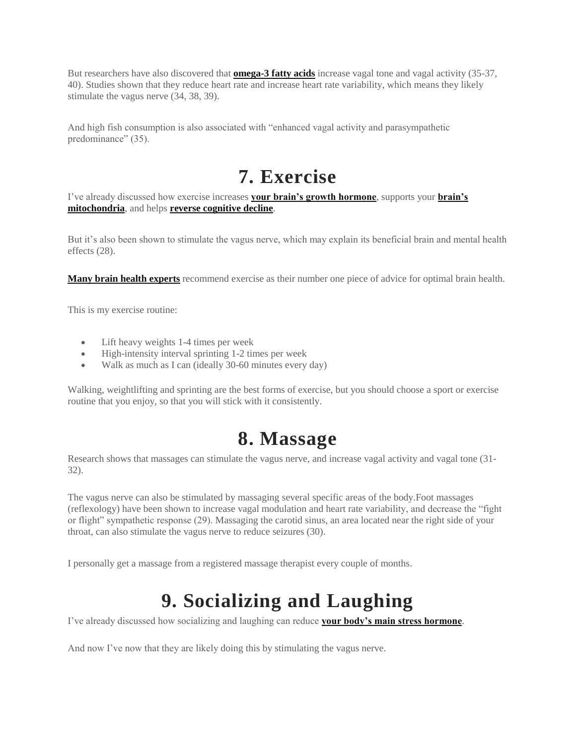But researchers have also discovered that **omega-3 fatty acids** increase vagal tone and vagal activity (35-37, 40). Studies shown that they reduce heart rate and increase heart rate variability, which means they likely stimulate the vagus nerve (34, 38, 39).

And high fish consumption is also associated with "enhanced vagal activity and parasympathetic predominance" (35).

# 7. Exercise

I've already discussed how exercise increases **your brain's growth hormone**, supports your **brain's mitochondria**, and helps **reverse cognitive decline**.

But it's also been shown to stimulate the vagus nerve, which may explain its beneficial brain and mental health effects (28).

**Many brain health experts** recommend exercise as their number one piece of advice for optimal brain health.

This is my exercise routine:

- Lift heavy weights 1-4 times per week
- High-intensity interval sprinting 1-2 times per week
- Walk as much as I can (ideally 30-60 minutes every day)

Walking, weightlifting and sprinting are the best forms of exercise, but you should choose a sport or exercise routine that you enjoy, so that you will stick with it consistently.

# 8. Massage

Research shows that massages can stimulate the vagus nerve, and increase vagal activity and vagal tone (31-32).

The vagus nerve can also be stimulated by massaging several specific areas of the body.Foot massages (reflexology) have been shown to increase vagal modulation and heart rate variability, and decrease the "fight or flight" sympathetic response (29). Massaging the carotid sinus, an area located near the right side of your throat, can also stimulate the vagus nerve to reduce seizures (30).

I personally get a massage from a registered massage therapist every couple of months.

# 9. Socializing and Laughing

I've already discussed how socializing and laughing can reduce **your body's main stress hormone**.

And now I've now that they are likely doing this by stimulating the vagus nerve.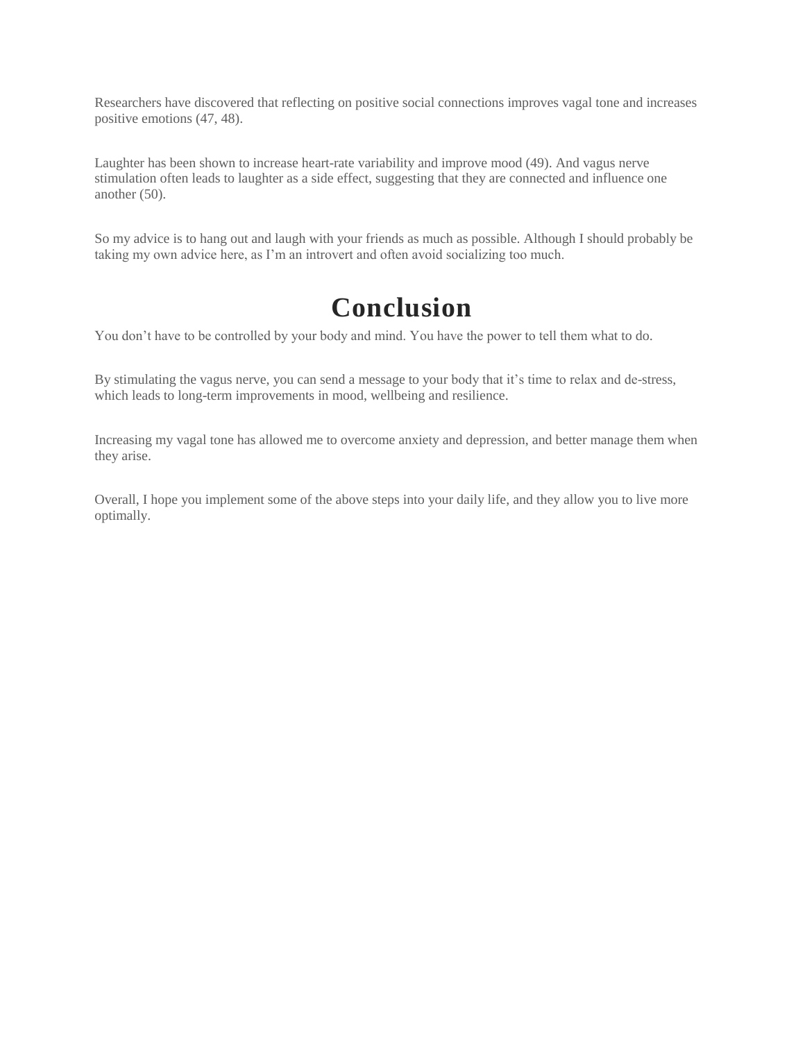Researchers have discovered that reflecting on positive social connections improves vagal tone and increases positive emotions (47, 48).

Laughter has been shown to increase heart-rate variability and improve mood (49). And vagus nerve stimulation often leads to laughter as a side effect, suggesting that they are connected and influence one another (50).

So my advice is to hang out and laugh with your friends as much as possible. Although I should probably be taking my own advice here, as I'm an introvert and often avoid socializing too much.

# Conclusion

You don't have to be controlled by your body and mind. You have the power to tell them what to do.

By stimulating the vagus nerve, you can send a message to your body that it's time to relax and de-stress, which leads to long-term improvements in mood, wellbeing and resilience.

Increasing my vagal tone has allowed me to overcome anxiety and depression, and better manage them when they arise.

Overall, I hope you implement some of the above steps into your daily life, and they allow you to live more optimally.